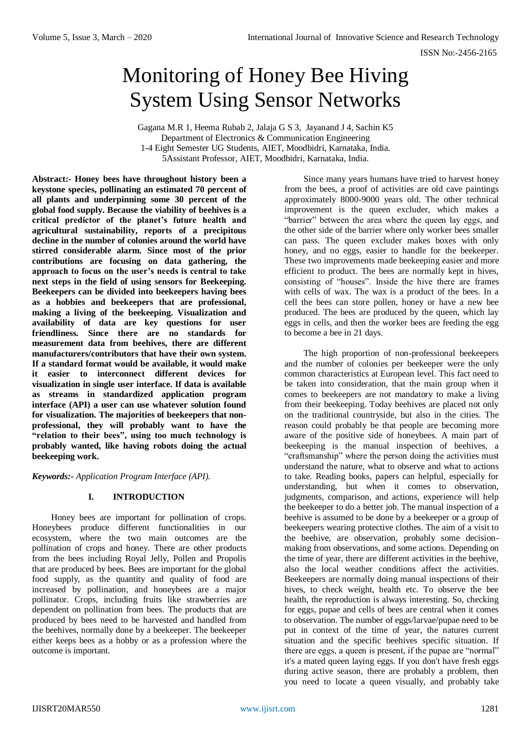# Monitoring of Honey Bee Hiving System Using Sensor Networks

Gagana M.R 1, Heema Rubab 2, Jalaja G S 3, Jayanand J 4, Sachin K5
Department of Electronics & Communication Engineering
1-4 Eight Semester UG Students, AIET, Moodbidri, Karnataka, India.
5Assistant Professor, AIET, Moodbidri, Karnataka, India.

**Abstract:- Honey bees have throughout history been a keystone species, pollinating an estimated 70 percent of all plants and underpinning some 30 percent of the global food supply. Because the viability of beehives is a critical predictor of the planet's future health and agricultural sustainability, reports of a precipitous decline in the number of colonies around the world have stirred considerable alarm. Since most of the prior contributions are focusing on data gathering, the approach to focus on the user's needs is central to take next steps in the field of using sensors for Beekeeping. Beekeepers can be divided into beekeepers having bees as a hobbies and beekeepers that are professional, making a living of the beekeeping. Visualization and availability of data are key questions for user friendliness. Since there are no standards for measurement data from beehives, there are different manufacturers/contributors that have their own system. If a standard format would be available, it would make it easier to interconnect different devices for visualization in single user interface. If data is available as streams in standardized application program interface (API) a user can use whatever solution found for visualization. The majorities of beekeepers that non-professional, they will probably want to have the "relation to their bees", using too much technology is probably wanted, like having robots doing the actual beekeeping work.**

***Keywords:-*** *Application Program Interface (API).*

## I. INTRODUCTION

Honey bees are important for pollination of crops. Honeybees produce different functionalities in our ecosystem, where the two main outcomes are the pollination of crops and honey. There are other products from the bees including Royal Jelly, Pollen and Propolis that are produced by bees. Bees are important for the global food supply, as the quantity and quality of food are increased by pollination, and honeybees are a major pollinator. Crops, including fruits like strawberries are dependent on pollination from bees. The products that are produced by bees need to be harvested and handled from the beehives, normally done by a beekeeper. The beekeeper either keeps bees as a hobby or as a profession where the outcome is important.

Since many years humans have tried to harvest honey from the bees, a proof of activities are old cave paintings approximately 8000-9000 years old. The other technical improvement is the queen excluder, which makes a "barrier" between the area where the queen lay eggs, and the other side of the barrier where only worker bees smaller can pass. The queen excluder makes boxes with only honey, and no eggs, easier to handle for the beekeeper. These two improvements made beekeeping easier and more efficient to product. The bees are normally kept in hives, consisting of "houses". Inside the hive there are frames with cells of wax. The wax is a product of the bees. In a cell the bees can store pollen, honey or have a new bee produced. The bees are produced by the queen, which lay eggs in cells, and then the worker bees are feeding the egg to become a bee in 21 days.

The high proportion of non-professional beekeepers and the number of colonies per beekeeper were the only common characteristics at European level. This fact need to be taken into consideration, that the main group when it comes to beekeepers are not mandatory to make a living from their beekeeping. Today beehives are placed not only on the traditional countryside, but also in the cities. The reason could probably be that people are becoming more aware of the positive side of honeybees. A main part of beekeeping is the manual inspection of beehives, a "craftsmanship" where the person doing the activities must understand the nature, what to observe and what to actions to take. Reading books, papers can helpful, especially for understanding, but when it comes to observation, judgments, comparison, and actions, experience will help the beekeeper to do a better job. The manual inspection of a beehive is assumed to be done by a beekeeper or a group of beekeepers wearing protective clothes. The aim of a visit to the beehive, are observation, probably some decision-making from observations, and some actions. Depending on the time of year, there are different activities in the beehive, also the local weather conditions affect the activities. Beekeepers are normally doing manual inspections of their hives, to check weight, health etc. To observe the bee health, the reproduction is always interesting. So, checking for eggs, pupae and cells of bees are central when it comes to observation. The number of eggs/larvae/pupae need to be put in context of the time of year, the natures current situation and the specific beehives specific situation. If there are eggs, a queen is present, if the pupae are "normal" it's a mated queen laying eggs. If you don't have fresh eggs during active season, there are probably a problem, then you need to locate a queen visually, and probably take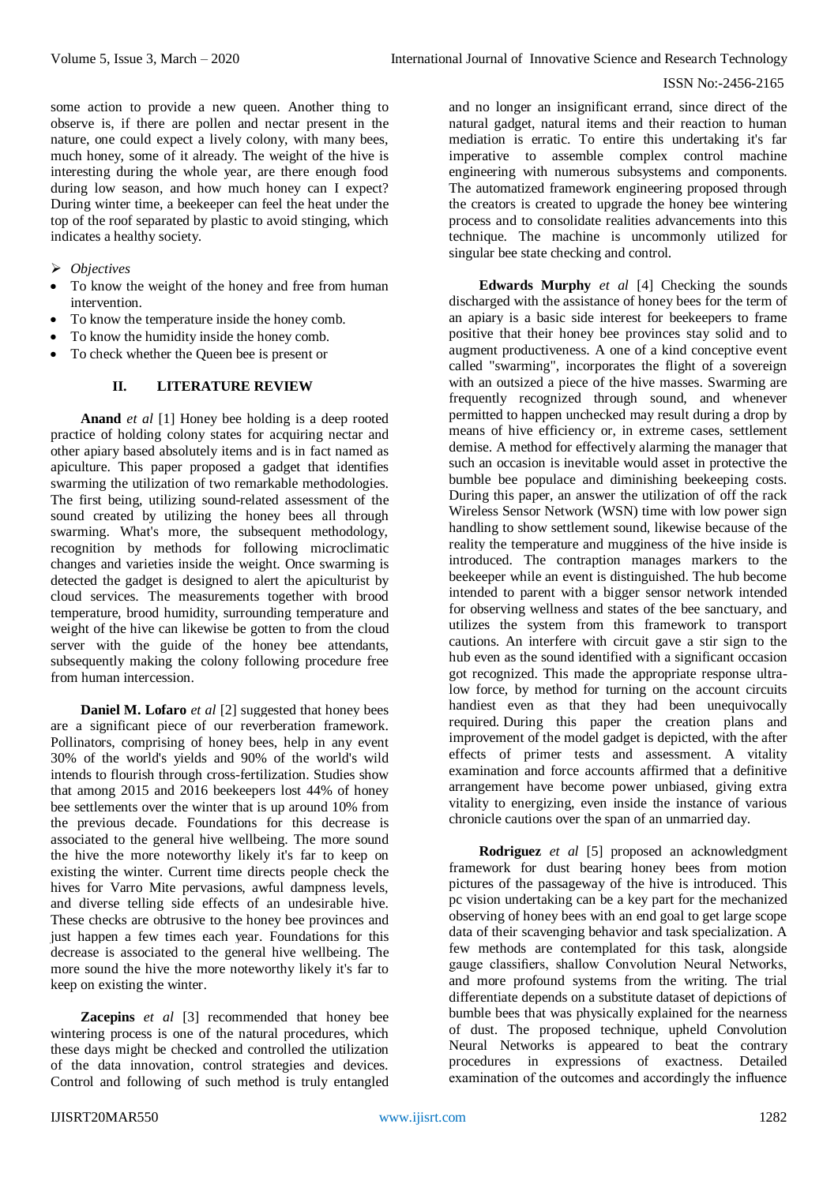some action to provide a new queen. Another thing to observe is, if there are pollen and nectar present in the nature, one could expect a lively colony, with many bees, much honey, some of it already. The weight of the hive is interesting during the whole year, are there enough food during low season, and how much honey can I expect? During winter time, a beekeeper can feel the heat under the top of the roof separated by plastic to avoid stinging, which indicates a healthy society.

- *Objectives*
  - To know the weight of the honey and free from human intervention.
  - To know the temperature inside the honey comb.
  - To know the humidity inside the honey comb.
  - To check whether the Queen bee is present or

## II. LITERATURE REVIEW

**Anand** *et al* [1] Honey bee holding is a deep rooted practice of holding colony states for acquiring nectar and other apiary based absolutely items and is in fact named as apiculture. This paper proposed a gadget that identifies swarming the utilization of two remarkable methodologies. The first being, utilizing sound-related assessment of the sound created by utilizing the honey bees all through swarming. What's more, the subsequent methodology, recognition by methods for following microclimatic changes and varieties inside the weight. Once swarming is detected the gadget is designed to alert the apiculturist by cloud services. The measurements together with brood temperature, brood humidity, surrounding temperature and weight of the hive can likewise be gotten to from the cloud server with the guide of the honey bee attendants, subsequently making the colony following procedure free from human intercession.

**Daniel M. Lofaro** *et al* [2] suggested that honey bees are a significant piece of our reverberation framework. Pollinators, comprising of honey bees, help in any event 30% of the world's yields and 90% of the world's wild intends to flourish through cross-fertilization. Studies show that among 2015 and 2016 beekeepers lost 44% of honey bee settlements over the winter that is up around 10% from the previous decade. Foundations for this decrease is associated to the general hive wellbeing. The more sound the hive the more noteworthy likely it's far to keep on existing the winter. Current time directs people check the hives for Varro Mite pervasions, awful dampness levels, and diverse telling side effects of an undesirable hive. These checks are obtrusive to the honey bee provinces and just happen a few times each year. Foundations for this decrease is associated to the general hive wellbeing. The more sound the hive the more noteworthy likely it's far to keep on existing the winter.

**Zacepins** *et al* [3] recommended that honey bee wintering process is one of the natural procedures, which these days might be checked and controlled the utilization of the data innovation, control strategies and devices. Control and following of such method is truly entangled and no longer an insignificant errand, since direct of the natural gadget, natural items and their reaction to human mediation is erratic. To entire this undertaking it's far imperative to assemble complex control machine engineering with numerous subsystems and components. The automatized framework engineering proposed through the creators is created to upgrade the honey bee wintering process and to consolidate realities advancements into this technique. The machine is uncommonly utilized for singular bee state checking and control.

**Edwards Murphy** *et al* [4] Checking the sounds discharged with the assistance of honey bees for the term of an apiary is a basic side interest for beekeepers to frame positive that their honey bee provinces stay solid and to augment productiveness. A one of a kind conceptive event called "swarming", incorporates the flight of a sovereign with an outsized a piece of the hive masses. Swarming are frequently recognized through sound, and whenever permitted to happen unchecked may result during a drop by means of hive efficiency or, in extreme cases, settlement demise. A method for effectively alarming the manager that such an occasion is inevitable would asset in protective the bumble bee populace and diminishing beekeeping costs. During this paper, an answer the utilization of off the rack Wireless Sensor Network (WSN) time with low power sign handling to show settlement sound, likewise because of the reality the temperature and mugginess of the hive inside is introduced. The contraption manages markers to the beekeeper while an event is distinguished. The hub become intended to parent with a bigger sensor network intended for observing wellness and states of the bee sanctuary, and utilizes the system from this framework to transport cautions. An interfere with circuit gave a stir sign to the hub even as the sound identified with a significant occasion got recognized. This made the appropriate response ultra-low force, by method for turning on the account circuits handiest even as that they had been unequivocally required. During this paper the creation plans and improvement of the model gadget is depicted, with the after effects of primer tests and assessment. A vitality examination and force accounts affirmed that a definitive arrangement have become power unbiased, giving extra vitality to energizing, even inside the instance of various chronicle cautions over the span of an unmarried day.

**Rodriguez** *et al* [5] proposed an acknowledgment framework for dust bearing honey bees from motion pictures of the passageway of the hive is introduced. This pc vision undertaking can be a key part for the mechanized observing of honey bees with an end goal to get large scope data of their scavenging behavior and task specialization. A few methods are contemplated for this task, alongside gauge classifiers, shallow Convolution Neural Networks, and more profound systems from the writing. The trial differentiate depends on a substitute dataset of depictions of bumble bees that was physically explained for the nearness of dust. The proposed technique, upheld Convolution Neural Networks is appeared to beat the contrary procedures in expressions of exactness. Detailed examination of the outcomes and accordingly the influence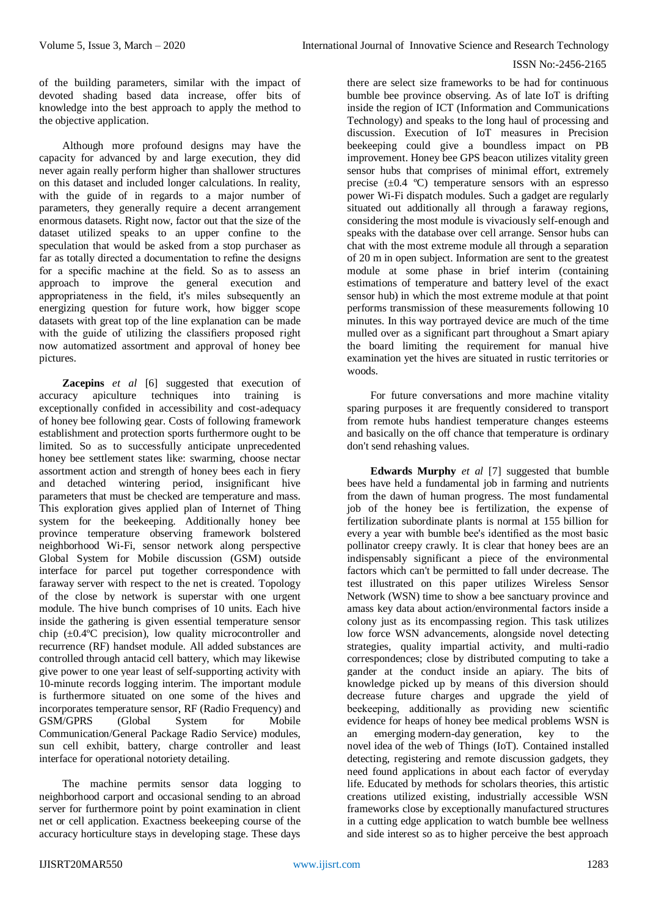of the building parameters, similar with the impact of devoted shading based data increase, offer bits of knowledge into the best approach to apply the method to the objective application.

Although more profound designs may have the capacity for advanced by and large execution, they did never again really perform higher than shallower structures on this dataset and included longer calculations. In reality, with the guide of in regards to a major number of parameters, they generally require a decent arrangement enormous datasets. Right now, factor out that the size of the dataset utilized speaks to an upper confine to the speculation that would be asked from a stop purchaser as far as totally directed a documentation to refine the designs for a specific machine at the field. So as to assess an approach to improve the general execution and appropriateness in the field, it's miles subsequently an energizing question for future work, how bigger scope datasets with great top of the line explanation can be made with the guide of utilizing the classifiers proposed right now automatized assortment and approval of honey bee pictures.

**Zacepins** *et al* [6] suggested that execution of accuracy apiculture techniques into training is exceptionally confided in accessibility and cost-adequacy of honey bee following gear. Costs of following framework establishment and protection sports furthermore ought to be limited. So as to successfully anticipate unprecedented honey bee settlement states like: swarming, choose nectar assortment action and strength of honey bees each in fiery and detached wintering period, insignificant hive parameters that must be checked are temperature and mass. This exploration gives applied plan of Internet of Thing system for the beekeeping. Additionally honey bee province temperature observing framework bolstered neighborhood Wi-Fi, sensor network along perspective Global System for Mobile discussion (GSM) outside interface for parcel put together correspondence with faraway server with respect to the net is created. Topology of the close by network is superstar with one urgent module. The hive bunch comprises of 10 units. Each hive inside the gathering is given essential temperature sensor chip (±0.4ºC precision), low quality microcontroller and recurrence (RF) handset module. All added substances are controlled through antacid cell battery, which may likewise give power to one year least of self-supporting activity with 10-minute records logging interim. The important module is furthermore situated on one some of the hives and incorporates temperature sensor, RF (Radio Frequency) and GSM/GPRS (Global System for Mobile Communication/General Package Radio Service) modules, sun cell exhibit, battery, charge controller and least interface for operational notoriety detailing.

The machine permits sensor data logging to neighborhood carport and occasional sending to an abroad server for furthermore point by point examination in client net or cell application. Exactness beekeeping course of the accuracy horticulture stays in developing stage. These days there are select size frameworks to be had for continuous bumble bee province observing. As of late IoT is drifting inside the region of ICT (Information and Communications Technology) and speaks to the long haul of processing and discussion. Execution of IoT measures in Precision beekeeping could give a boundless impact on PB improvement. Honey bee GPS beacon utilizes vitality green sensor hubs that comprises of minimal effort, extremely precise (±0.4 ºC) temperature sensors with an espresso power Wi-Fi dispatch modules. Such a gadget are regularly situated out additionally all through a faraway regions, considering the most module is vivaciously self-enough and speaks with the database over cell arrange. Sensor hubs can chat with the most extreme module all through a separation of 20 m in open subject. Information are sent to the greatest module at some phase in brief interim (containing estimations of temperature and battery level of the exact sensor hub) in which the most extreme module at that point performs transmission of these measurements following 10 minutes. In this way portrayed device are much of the time mulled over as a significant part throughout a Smart apiary the board limiting the requirement for manual hive examination yet the hives are situated in rustic territories or woods.

For future conversations and more machine vitality sparing purposes it are frequently considered to transport from remote hubs handiest temperature changes esteems and basically on the off chance that temperature is ordinary don't send rehashing values.

**Edwards Murphy** *et al* [7] suggested that bumble bees have held a fundamental job in farming and nutrients from the dawn of human progress. The most fundamental job of the honey bee is fertilization, the expense of fertilization subordinate plants is normal at 155 billion for every a year with bumble bee's identified as the most basic pollinator creepy crawly. It is clear that honey bees are an indispensably significant a piece of the environmental factors which can't be permitted to fall under decrease. The test illustrated on this paper utilizes Wireless Sensor Network (WSN) time to show a bee sanctuary province and amass key data about action/environmental factors inside a colony just as its encompassing region. This task utilizes low force WSN advancements, alongside novel detecting strategies, quality impartial activity, and multi-radio correspondences; close by distributed computing to take a gander at the conduct inside an apiary. The bits of knowledge picked up by means of this diversion should decrease future charges and upgrade the yield of beekeeping, additionally as providing new scientific evidence for heaps of honey bee medical problems WSN is an emerging modern-day generation, key to the novel idea of the web of Things (IoT). Contained installed detecting, registering and remote discussion gadgets, they need found applications in about each factor of everyday life. Educated by methods for scholars theories, this artistic creations utilized existing, industrially accessible WSN frameworks close by exceptionally manufactured structures in a cutting edge application to watch bumble bee wellness and side interest so as to higher perceive the best approach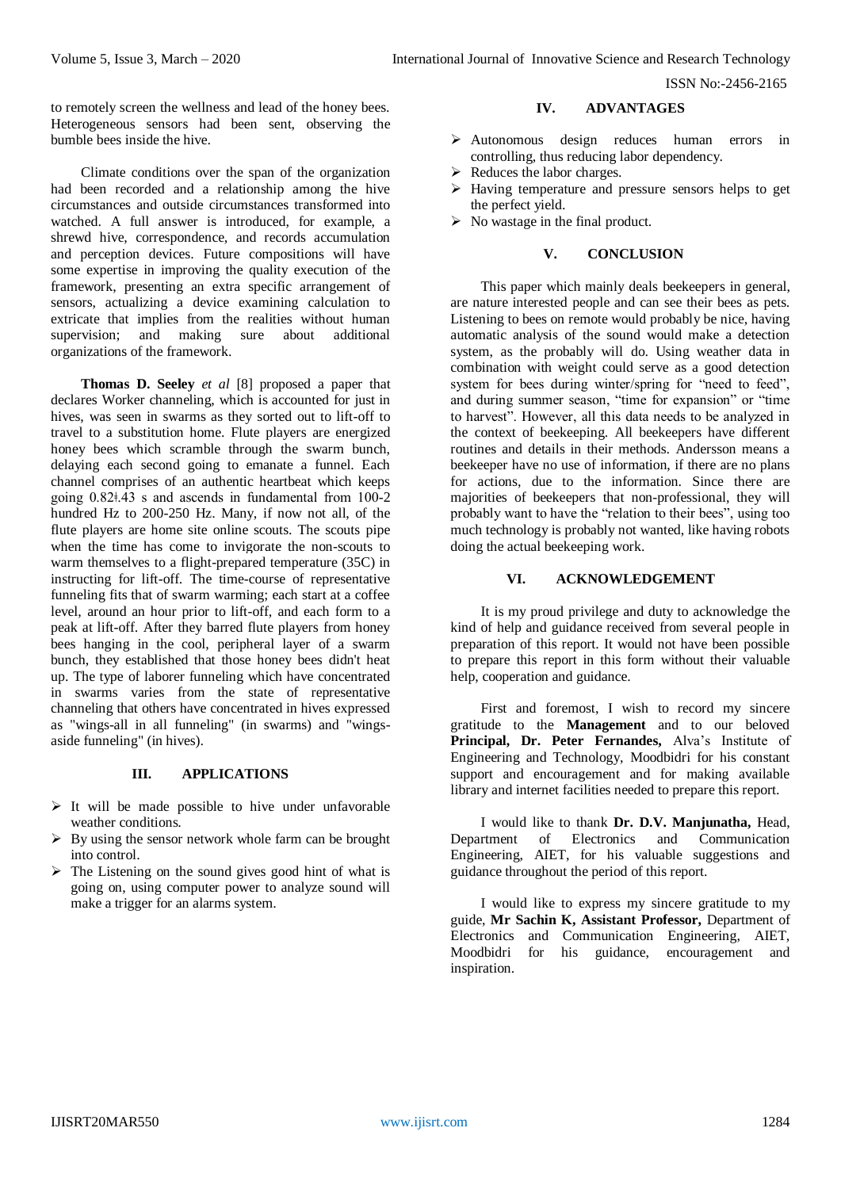to remotely screen the wellness and lead of the honey bees. Heterogeneous sensors had been sent, observing the bumble bees inside the hive.

Climate conditions over the span of the organization had been recorded and a relationship among the hive circumstances and outside circumstances transformed into watched. A full answer is introduced, for example, a shrewd hive, correspondence, and records accumulation and perception devices. Future compositions will have some expertise in improving the quality execution of the framework, presenting an extra specific arrangement of sensors, actualizing a device examining calculation to extricate that implies from the realities without human supervision; and making sure about additional organizations of the framework.

**Thomas D. Seeley** *et al* [8] proposed a paper that declares Worker channeling, which is accounted for just in hives, was seen in swarms as they sorted out to lift-off to travel to a substitution home. Flute players are energized honey bees which scramble through the swarm bunch, delaying each second going to emanate a funnel. Each channel comprises of an authentic heartbeat which keeps going 0.82ǂ.43 s and ascends in fundamental from 100-2 hundred Hz to 200-250 Hz. Many, if now not all, of the flute players are home site online scouts. The scouts pipe when the time has come to invigorate the non-scouts to warm themselves to a flight-prepared temperature (35C) in instructing for lift-off. The time-course of representative funneling fits that of swarm warming; each start at a coffee level, around an hour prior to lift-off, and each form to a peak at lift-off. After they barred flute players from honey bees hanging in the cool, peripheral layer of a swarm bunch, they established that those honey bees didn't heat up. The type of laborer funneling which have concentrated in swarms varies from the state of representative channeling that others have concentrated in hives expressed as "wings-all in all funneling" (in swarms) and "wings-aside funneling" (in hives).

## III. APPLICATIONS

- It will be made possible to hive under unfavorable weather conditions.
- By using the sensor network whole farm can be brought into control.
- The Listening on the sound gives good hint of what is going on, using computer power to analyze sound will make a trigger for an alarms system.

## IV. ADVANTAGES

- Autonomous design reduces human errors in controlling, thus reducing labor dependency.
- Reduces the labor charges.
- Having temperature and pressure sensors helps to get the perfect yield.
- No wastage in the final product.

## V. CONCLUSION

This paper which mainly deals beekeepers in general, are nature interested people and can see their bees as pets. Listening to bees on remote would probably be nice, having automatic analysis of the sound would make a detection system, as the probably will do. Using weather data in combination with weight could serve as a good detection system for bees during winter/spring for "need to feed", and during summer season, "time for expansion" or "time to harvest". However, all this data needs to be analyzed in the context of beekeeping. All beekeepers have different routines and details in their methods. Andersson means a beekeeper have no use of information, if there are no plans for actions, due to the information. Since there are majorities of beekeepers that non-professional, they will probably want to have the "relation to their bees", using too much technology is probably not wanted, like having robots doing the actual beekeeping work.

## VI. ACKNOWLEDGEMENT

It is my proud privilege and duty to acknowledge the kind of help and guidance received from several people in preparation of this report. It would not have been possible to prepare this report in this form without their valuable help, cooperation and guidance.

First and foremost, I wish to record my sincere gratitude to the **Management** and to our beloved **Principal, Dr. Peter Fernandes,** Alva's Institute of Engineering and Technology, Moodbidri for his constant support and encouragement and for making available library and internet facilities needed to prepare this report.

I would like to thank **Dr. D.V. Manjunatha,** Head, Department of Electronics and Communication Engineering, AIET, for his valuable suggestions and guidance throughout the period of this report.

I would like to express my sincere gratitude to my guide, **Mr Sachin K, Assistant Professor,** Department of Electronics and Communication Engineering, AIET, Moodbidri for his guidance, encouragement and inspiration.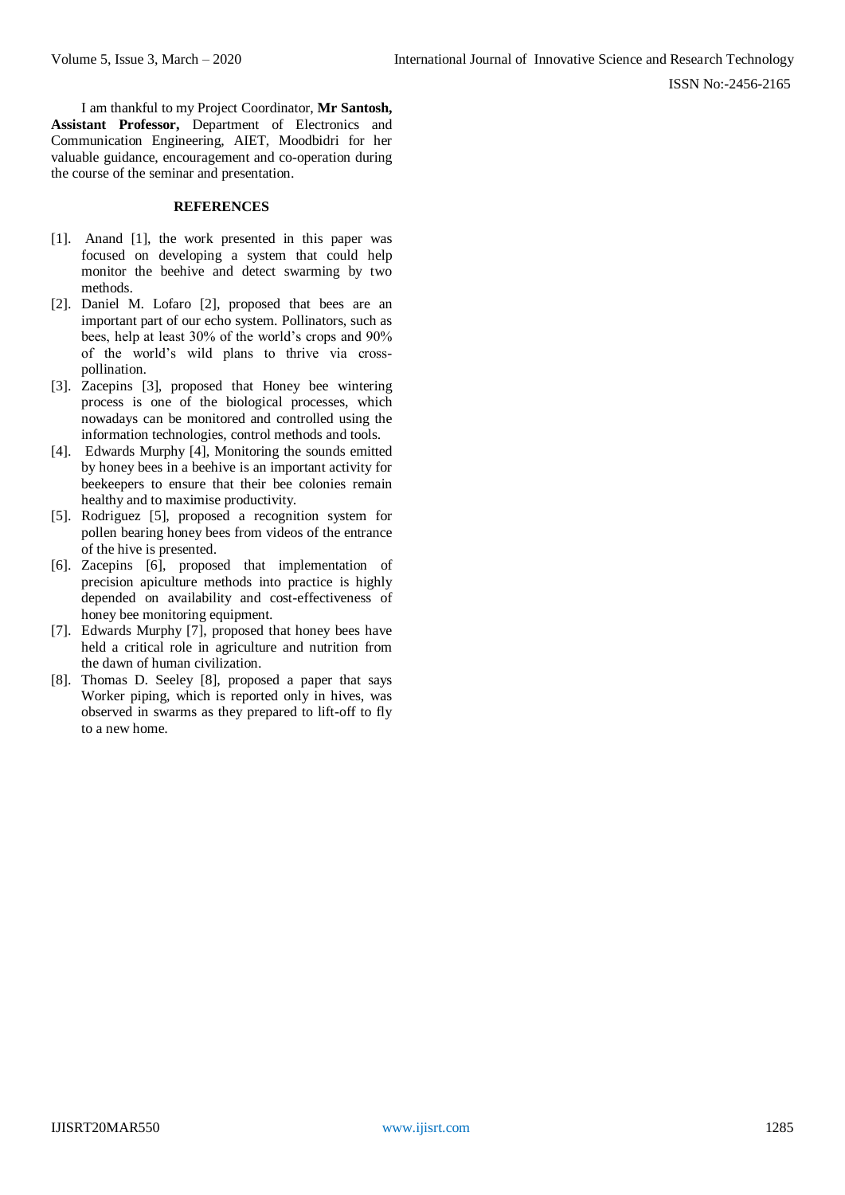I am thankful to my Project Coordinator, **Mr Santosh, Assistant Professor,** Department of Electronics and Communication Engineering, AIET, Moodbidri for her valuable guidance, encouragement and co-operation during the course of the seminar and presentation.

## REFERENCES

[1]. Anand [1], the work presented in this paper was focused on developing a system that could help monitor the beehive and detect swarming by two methods.

[2]. Daniel M. Lofaro [2], proposed that bees are an important part of our echo system. Pollinators, such as bees, help at least 30% of the world's crops and 90% of the world's wild plans to thrive via cross-pollination.

[3]. Zacepins [3], proposed that Honey bee wintering process is one of the biological processes, which nowadays can be monitored and controlled using the information technologies, control methods and tools.

[4]. Edwards Murphy [4], Monitoring the sounds emitted by honey bees in a beehive is an important activity for beekeepers to ensure that their bee colonies remain healthy and to maximise productivity.

[5]. Rodriguez [5], proposed a recognition system for pollen bearing honey bees from videos of the entrance of the hive is presented.

[6]. Zacepins [6], proposed that implementation of precision apiculture methods into practice is highly depended on availability and cost-effectiveness of honey bee monitoring equipment.

[7]. Edwards Murphy [7], proposed that honey bees have held a critical role in agriculture and nutrition from the dawn of human civilization.

[8]. Thomas D. Seeley [8], proposed a paper that says Worker piping, which is reported only in hives, was observed in swarms as they prepared to lift-off to fly to a new home.